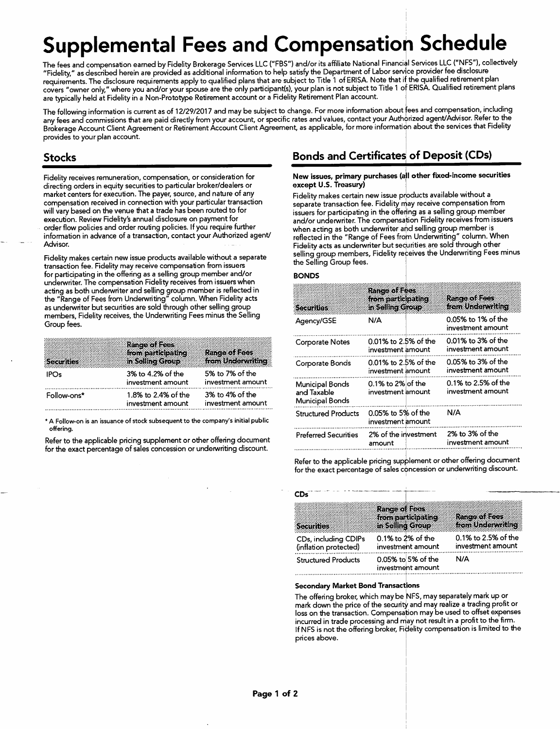# Supplemental Fees and Compensation Schedule

The fees and compensation earned by Fidelity Brokerage Services LLC ("FBS") and/or its affiliate National Financial Services LLC ("NFS"), collectively "Fidelity," as described herein are provided as additional information to help satisfy the Department of Labor service provider fee disclosure requirements. The disclosure requirements apply to qualified plans that are subject to Title 1 of ERISA. Note that if the qualified retirement plan covers "owner only," where you and/or your spouse are the only participant(s), your plan is not subject to Title 1 of ERISA. Qualified retirement plans are typically held at Fidelity in a Non-Prototype Retirement account or a Fidelity Retirement Plan account.

The following information is current as of 12/29/2017 and may be subject to change. For more information about fees and compensation, including any fees and commissions that are paid directly from your account, or specific rates and values, contact your Authorized agent/Advisor. Refer to the Brokerage Account Client Agreement or Retirement Account Client Agreement, as applicable, for more information about the services that Fidelity provides to your plan account.

## Stocks

Fidelity receives remuneration, compensation, or consideration for directing orders in equity securities to particular broker/dealers or market centers for execution. The payer, source, and nature of any compensation received in connection with your particular transaction will vary based on the venue that a trade has been routed to for execution. Review Fidelity's annual disclosure on payment for order flow policies and order routing policies. If you require further information in advance of a transaction, contact your Authorized agent/ Advisor.

Fidelity makes certain new issue products available without a separate transaction fee. Fidelity may receive compensation from issuers for participating in the offering as a selling group member and/or underwriter. The compensation Fidelity receives from issuers when acting as both underwriter and selling group member is reflected in the "Range of Fees from Underwriting" column. When Fidelity acts as underwriter but securities are sold through other selling group members, Fidelity receives, the Underwriting Fees minus the Selling Group fees.

| Securities | Range of Fees from participating in Selling Group | Range of Fees from Underwriting |
|---|---|---|
| IPOs | 3% to 4.2% of the investment amount | 5% to 7% of the investment amount |
| Follow-ons* | 1.8% to 2.4% of the investment amount | 3% to 4% of the investment amount |

* A Follow-on is an issuance of stock subsequent to the company's initial public offering.

Refer to the applicable pricing supplement or other offering document for the exact percentage of sales concession or underwriting discount.

## Bonds and Certificates of Deposit (CDs)

**New issues, primary purchases (all other fixed-income securities except U.S. Treasury)**

Fidelity makes certain new issue products available without a separate transaction fee. Fidelity may receive compensation from issuers for participating in the offering as a selling group member and/or underwriter. The compensation Fidelity receives from issuers when acting as both underwriter and selling group member is reflected in the "Range of Fees from Underwriting" column. When Fidelity acts as underwriter but securities are sold through other selling group members, Fidelity receives the Underwriting Fees minus the Selling Group fees.

**BONDS**

| Securities | Range of Fees from participating in Selling Group | Range of Fees from Underwriting |
|---|---|---|
| Agency/GSE | N/A | 0.05% to 1% of the investment amount |
| Corporate Notes | 0.01% to 2.5% of the investment amount | 0.01% to 3% of the investment amount |
| Corporate Bonds | 0.01% to 2.5% of the investment amount | 0.05% to 3% of the investment amount |
| Municipal Bonds and Taxable Municipal Bonds | 0.1% to 2% of the investment amount | 0.1% to 2.5% of the investment amount |
| Structured Products | 0.05% to 5% of the investment amount | N/A |
| Preferred Securities | 2% of the investment amount | 2% to 3% of the investment amount |

Refer to the applicable pricing supplement or other offering document for the exact percentage of sales concession or underwriting discount.

**CDs**

| Securities | Range of Fees from participating in Selling Group | Range of Fees from Underwriting |
|---|---|---|
| CDs, including CDIPs (inflation protected) | 0.1% to 2% of the investment amount | 0.1% to 2.5% of the investment amount |
| Structured Products | 0.05% to 5% of the investment amount | N/A |

**Secondary Market Bond Transactions**

The offering broker, which may be NFS, may separately mark up or mark down the price of the security and may realize a trading profit or loss on the transaction. Compensation may be used to offset expenses incurred in trade processing and may not result in a profit to the firm. If NFS is not the offering broker, Fidelity compensation is limited to the prices above.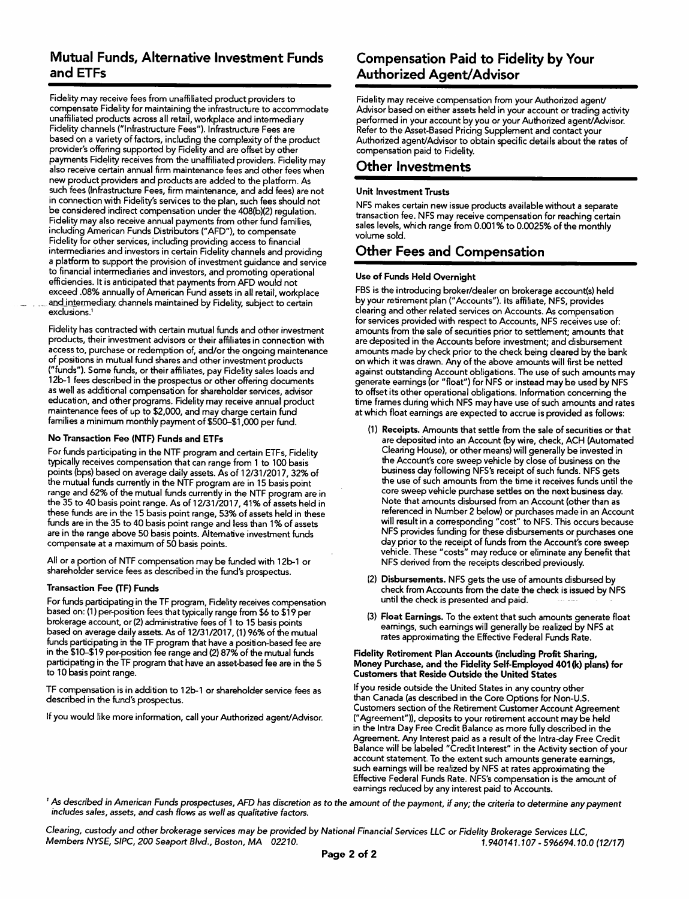## Mutual Funds, Alternative Investment Funds and ETFs

Fidelity may receive fees from unaffiliated product providers to compensate Fidelity for maintaining the infrastructure to accommodate unaffiliated products across all retail, workplace and intermediary Fidelity channels ("Infrastructure Fees"). Infrastructure Fees are based on a variety of factors, including the complexity of the product provider's offering supported by Fidelity and are offset by other payments Fidelity receives from the unaffiliated providers. Fidelity may also receive certain annual firm maintenance fees and other fees when new product providers and products are added to the platform. As such fees (Infrastructure Fees, firm maintenance, and add fees) are not in connection with Fidelity's services to the plan, such fees should not be considered indirect compensation under the 408(b)(2) regulation. Fidelity may also receive annual payments from other fund families, including American Funds Distributors ("AFD"), to compensate Fidelity for other services, including providing access to financial intermediaries and investors in certain Fidelity channels and providing a platform to support the provision of investment guidance and service to financial intermediaries and investors, and promoting operational efficiencies. It is anticipated that payments from AFD would not exceed .08% annually of American Fund assets in all retail, workplace and intermediary channels maintained by Fidelity, subject to certain exclusions.[1]

Fidelity has contracted with certain mutual funds and other investment products, their investment advisors or their affiliates in connection with access to, purchase or redemption of, and/or the ongoing maintenance of positions in mutual fund shares and other investment products ("funds"). Some funds, or their affiliates, pay Fidelity sales loads and 12b-1 fees described in the prospectus or other offering documents as well as additional compensation for shareholder services, advisor education, and other programs. Fidelity may receive annual product maintenance fees of up to $2,000, and may charge certain fund families a minimum monthly payment of $500–$1,000 per fund.

#### No Transaction Fee (NTF) Funds and ETFs

For funds participating in the NTF program and certain ETFs, Fidelity typically receives compensation that can range from 1 to 100 basis points (bps) based on average daily assets. As of 12/31/2017, 32% of the mutual funds currently in the NTF program are in 15 basis point range and 62% of the mutual funds currently in the NTF program are in the 35 to 40 basis point range. As of 12/31/2017, 41% of assets held in these funds are in the 15 basis point range, 53% of assets held in these funds are in the 35 to 40 basis point range and less than 1% of assets are in the range above 50 basis points. Alternative investment funds compensate at a maximum of 50 basis points.

All or a portion of NTF compensation may be funded with 12b-1 or shareholder service fees as described in the fund's prospectus.

#### Transaction Fee (TF) Funds

For funds participating in the TF program, Fidelity receives compensation based on: (1) per-position fees that typically range from $6 to $19 per brokerage account, or (2) administrative fees of 1 to 15 basis points based on average daily assets. As of 12/31/2017, (1) 96% of the mutual funds participating in the TF program that have a position-based fee are in the $10–$19 per-position fee range and (2) 87% of the mutual funds participating in the TF program that have an asset-based fee are in the 5 to 10 basis point range.

TF compensation is in addition to 12b-1 or shareholder service fees as described in the fund's prospectus.

If you would like more information, call your Authorized agent/Advisor.

## Compensation Paid to Fidelity by Your Authorized Agent/Advisor

Fidelity may receive compensation from your Authorized agent/Advisor based on either assets held in your account or trading activity performed in your account by you or your Authorized agent/Advisor. Refer to the Asset-Based Pricing Supplement and contact your Authorized agent/Advisor to obtain specific details about the rates of compensation paid to Fidelity.

## Other Investments

#### Unit Investment Trusts

NFS makes certain new issue products available without a separate transaction fee. NFS may receive compensation for reaching certain sales levels, which range from 0.001% to 0.0025% of the monthly volume sold.

## Other Fees and Compensation

#### Use of Funds Held Overnight

FBS is the introducing broker/dealer on brokerage account(s) held by your retirement plan ("Accounts"). Its affiliate, NFS, provides clearing and other related services on Accounts. As compensation for services provided with respect to Accounts, NFS receives use of: amounts from the sale of securities prior to settlement; amounts that are deposited in the Accounts before investment; and disbursement amounts made by check prior to the check being cleared by the bank on which it was drawn. Any of the above amounts will first be netted against outstanding Account obligations. The use of such amounts may generate earnings (or "float") for NFS or instead may be used by NFS to offset its other operational obligations. Information concerning the time frames during which NFS may have use of such amounts and rates at which float earnings are expected to accrue is provided as follows:

1. **Receipts.** Amounts that settle from the sale of securities or that are deposited into an Account (by wire, check, ACH (Automated Clearing House), or other means) will generally be invested in the Account's core sweep vehicle by close of business on the business day following NFS's receipt of such funds. NFS gets the use of such amounts from the time it receives funds until the core sweep vehicle purchase settles on the next business day. Note that amounts disbursed from an Account (other than as referenced in Number 2 below) or purchases made in an Account will result in a corresponding "cost" to NFS. This occurs because NFS provides funding for these disbursements or purchases one day prior to the receipt of funds from the Account's core sweep vehicle. These "costs" may reduce or eliminate any benefit that NFS derived from the receipts described previously.
2. **Disbursements.** NFS gets the use of amounts disbursed by check from Accounts from the date the check is issued by NFS until the check is presented and paid.
3. **Float Earnings.** To the extent that such amounts generate float earnings, such earnings will generally be realized by NFS at rates approximating the Effective Federal Funds Rate.

#### Fidelity Retirement Plan Accounts (including Profit Sharing, Money Purchase, and the Fidelity Self-Employed 401(k) plans) for Customers that Reside Outside the United States

If you reside outside the United States in any country other than Canada (as described in the Core Options for Non-U.S. Customers section of the Retirement Customer Account Agreement ("Agreement")), deposits to your retirement account may be held in the Intra Day Free Credit Balance as more fully described in the Agreement. Any Interest paid as a result of the Intra-day Free Credit Balance will be labeled "Credit Interest" in the Activity section of your account statement. To the extent such amounts generate earnings, such earnings will be realized by NFS at rates approximating the Effective Federal Funds Rate. NFS's compensation is the amount of earnings reduced by any interest paid to Accounts.

[1] *As described in American Funds prospectuses, AFD has discretion as to the amount of the payment, if any; the criteria to determine any payment includes sales, assets, and cash flows as well as qualitative factors.*

*Clearing, custody and other brokerage services may be provided by National Financial Services LLC or Fidelity Brokerage Services LLC, Members NYSE, SIPC, 200 Seaport Blvd., Boston, MA 02210.*

*1.940141.107 - 596694.10.0 (12/17)*